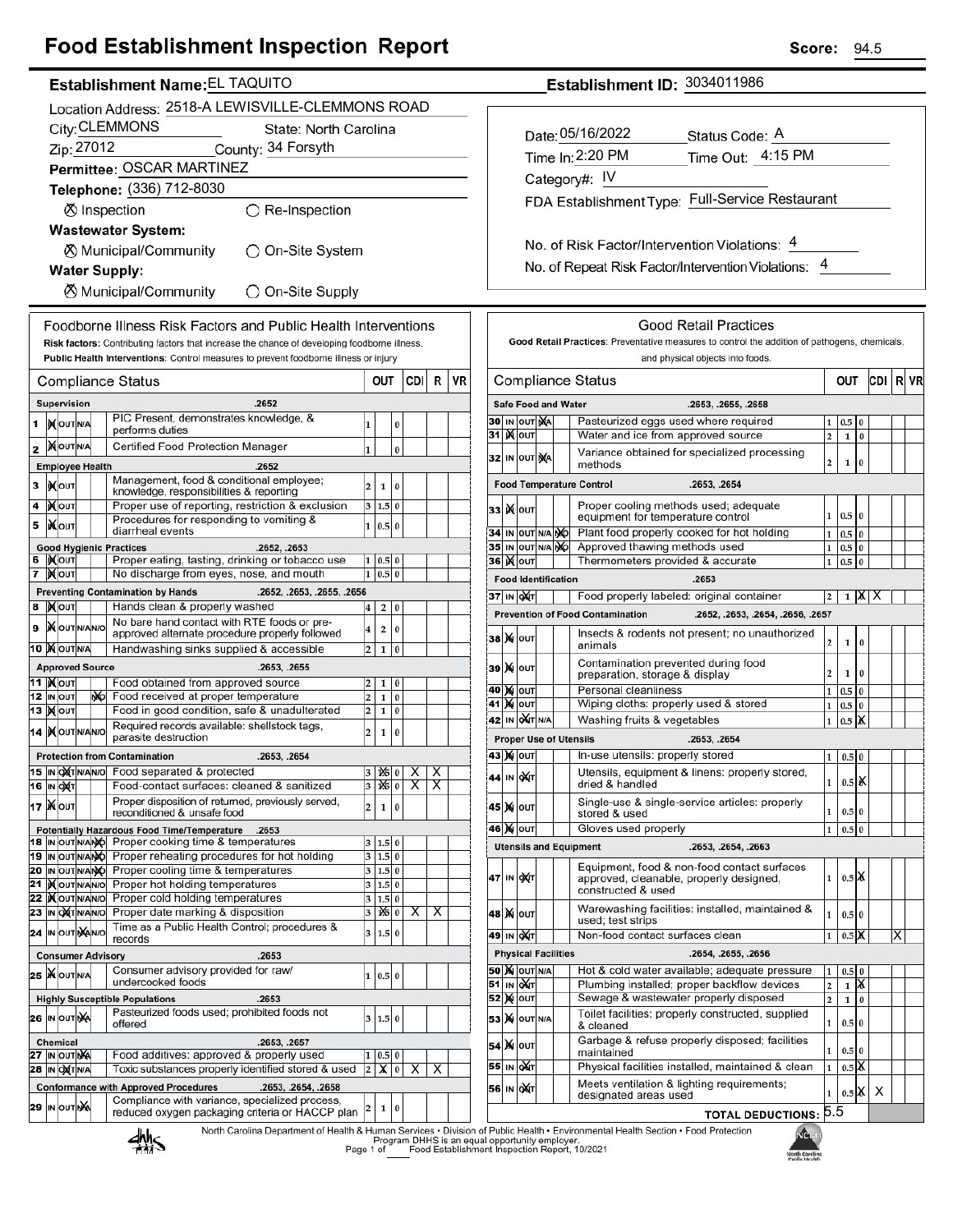# Food Establishment Inspection Report

**Score:** 94.5

**Establishment Name:** EL TAQUITO

**Establishment ID:** 3034011986

Location Address: 2518-A LEWISVILLE-CLEMMONS ROAD

City: CLEMMONS State: North Carolina

Zip: 27012 County: 34 Forsyth

**Permittee:** OSCAR MARTINEZ

Telephone: (336) 712-8030

☒ Inspection ○ Re-Inspection

**Wastewater System:**

☒ Municipal/Community ○ On-Site System

**Water Supply:**

☒ Municipal/Community ○ On-Site Supply

Date: 05/16/2022 Status Code: A

Time In: 2:20 PM Time Out: 4:15 PM

Category#: IV

FDA Establishment Type: Full-Service Restaurant

No. of Risk Factor/Intervention Violations: 4

No. of Repeat Risk Factor/Intervention Violations: 4

## Foodborne Illness Risk Factors and Public Health Interventions

**Risk factors:** Contributing factors that increase the chance of developing foodborne illness.
**Public Health Interventions:** Control measures to prevent foodborne illness or injury

| # | Compliance Status | | OUT | | CDI | R | VR |
|---|---|---|---|---|---|---|---|
| | **Supervision** .2652 | | | | | | |
| 1 | IN | PIC Present, demonstrates knowledge, & performs duties | 1 | | 0 | | |
| 2 | IN | Certified Food Protection Manager | 1 | | 0 | | |
| | **Employee Health** .2652 | | | | | | |
| 3 | IN | Management, food & conditional employee; knowledge, responsibilities & reporting | 2 | 1 | 0 | | |
| 4 | IN | Proper use of reporting, restriction & exclusion | 3 | 1.5 | 0 | | |
| 5 | IN | Procedures for responding to vomiting & diarrheal events | 1 | 0.5 | 0 | | |
| | **Good Hygienic Practices** .2652, .2653 | | | | | | |
| 6 | IN | Proper eating, tasting, drinking or tobacco use | 1 | 0.5 | 0 | | |
| 7 | IN | No discharge from eyes, nose, and mouth | 1 | 0.5 | 0 | | |
| | **Preventing Contamination by Hands** .2652, .2653, .2655, .2656 | | | | | | |
| 8 | IN | Hands clean & properly washed | 4 | 2 | 0 | | |
| 9 | IN | No bare hand contact with RTE foods or pre-approved alternate procedure properly followed | 4 | 2 | 0 | | |
| 10 | IN | Handwashing sinks supplied & accessible | 2 | 1 | 0 | | |
| | **Approved Source** .2653, .2655 | | | | | | |
| 11 | IN | Food obtained from approved source | 2 | 1 | 0 | | |
| 12 | N/O | Food received at proper temperature | 2 | 1 | 0 | | |
| 13 | IN | Food in good condition, safe & unadulterated | 2 | 1 | 0 | | |
| 14 | IN | Required records available: shellstock tags, parasite destruction | 2 | 1 | 0 | | |
| | **Protection from Contamination** .2653, .2654 | | | | | | |
| 15 | OUT | Food separated & protected | 3 | 1.5 | 0 | X | X |
| 16 | OUT | Food-contact surfaces: cleaned & sanitized | 3 | 1.5 | 0 | X | X |
| 17 | IN | Proper disposition of returned, previously served, reconditioned & unsafe food | 2 | 1 | 0 | | |
| | **Potentially Hazardous Food Time/Temperature** .2653 | | | | | | |
| 18 | N/O | Proper cooking time & temperatures | 3 | 1.5 | 0 | | |
| 19 | N/O | Proper reheating procedures for hot holding | 3 | 1.5 | 0 | | |
| 20 | N/O | Proper cooling time & temperatures | 3 | 1.5 | 0 | | |
| 21 | IN | Proper hot holding temperatures | 3 | 1.5 | 0 | | |
| 22 | IN | Proper cold holding temperatures | 3 | 1.5 | 0 | | |
| 23 | OUT | Proper date marking & disposition | 3 | 1.5 | 0 | X | X |
| 24 | N/A | Time as a Public Health Control; procedures & records | 3 | 1.5 | 0 | | |
| | **Consumer Advisory** .2653 | | | | | | |
| 25 | IN | Consumer advisory provided for raw/undercooked foods | 1 | 0.5 | 0 | | |
| | **Highly Susceptible Populations** .2653 | | | | | | |
| 26 | N/A | Pasteurized foods used; prohibited foods not offered | 3 | 1.5 | 0 | | |
| | **Chemical** .2653, .2657 | | | | | | |
| 27 | N/A | Food additives: approved & properly used | 1 | 0.5 | 0 | | |
| 28 | OUT | Toxic substances properly identified stored & used | 2 | X | 0 | X | X |
| | **Conformance with Approved Procedures** .2653, .2654, .2658 | | | | | | |
| 29 | N/A | Compliance with variance, specialized process, reduced oxygen packaging criteria or HACCP plan | 2 | 1 | 0 | | |

## Good Retail Practices

**Good Retail Practices:** Preventative measures to control the addition of pathogens, chemicals, and physical objects into foods.

| # | Compliance Status | | OUT | | CDI | R | VR |
|---|---|---|---|---|---|---|---|
| | **Safe Food and Water** .2653, .2655, .2658 | | | | | | |
| 30 | N/A | Pasteurized eggs used where required | 1 | 0.5 | 0 | | |
| 31 | IN | Water and ice from approved source | 2 | 1 | 0 | | |
| 32 | N/A | Variance obtained for specialized processing methods | 2 | 1 | 0 | | |
| | **Food Temperature Control** .2653, .2654 | | | | | | |
| 33 | IN | Proper cooling methods used; adequate equipment for temperature control | 1 | 0.5 | 0 | | |
| 34 | N/O | Plant food properly cooked for hot holding | 1 | 0.5 | 0 | | |
| 35 | N/O | Approved thawing methods used | 1 | 0.5 | 0 | | |
| 36 | IN | Thermometers provided & accurate | 1 | 0.5 | 0 | | |
| | **Food Identification** .2653 | | | | | | |
| 37 | OUT | Food properly labeled: original container | 2 | 1 | X | X | |
| | **Prevention of Food Contamination** .2652, .2653, .2654, .2656, .2657 | | | | | | |
| 38 | IN | Insects & rodents not present; no unauthorized animals | 2 | 1 | 0 | | |
| 39 | IN | Contamination prevented during food preparation, storage & display | 2 | 1 | 0 | | |
| 40 | IN | Personal cleanliness | 1 | 0.5 | 0 | | |
| 41 | IN | Wiping cloths: properly used & stored | 1 | 0.5 | 0 | | |
| 42 | OUT | Washing fruits & vegetables | 1 | 0.5 | X | | |
| | **Proper Use of Utensils** .2653, .2654 | | | | | | |
| 43 | IN | In-use utensils: properly stored | 1 | 0.5 | 0 | | |
| 44 | OUT | Utensils, equipment & linens: properly stored, dried & handled | 1 | 0.5 | X | | |
| 45 | IN | Single-use & single-service articles: properly stored & used | 1 | 0.5 | 0 | | |
| 46 | IN | Gloves used properly | 1 | 0.5 | 0 | | |
| | **Utensils and Equipment** .2653, .2654, .2663 | | | | | | |
| 47 | OUT | Equipment, food & non-food contact surfaces approved, cleanable, properly designed, constructed & used | 1 | 0.5 | X | | |
| 48 | IN | Warewashing facilities: installed, maintained & used; test strips | 1 | 0.5 | 0 | | |
| 49 | OUT | Non-food contact surfaces clean | 1 | 0.5 | X | | X |
| | **Physical Facilities** .2654, .2655, .2656 | | | | | | |
| 50 | IN | Hot & cold water available; adequate pressure | 1 | 0.5 | 0 | | |
| 51 | OUT | Plumbing installed; proper backflow devices | 2 | 1 | X | | |
| 52 | IN | Sewage & wastewater properly disposed | 2 | 1 | 0 | | |
| 53 | IN | Toilet facilities: properly constructed, supplied & cleaned | 1 | 0.5 | 0 | | |
| 54 | IN | Garbage & refuse properly disposed; facilities maintained | 1 | 0.5 | 0 | | |
| 55 | OUT | Physical facilities installed, maintained & clean | 1 | 0.5 | X | | |
| 56 | OUT | Meets ventilation & lighting requirements; designated areas used | 1 | 0.5 | X | X | |

**TOTAL DEDUCTIONS:** 5.5

North Carolina Department of Health & Human Services • Division of Public Health • Environmental Health Section • Food Protection Program DHHS is an equal opportunity employer. Food Establishment Inspection Report, 10/2021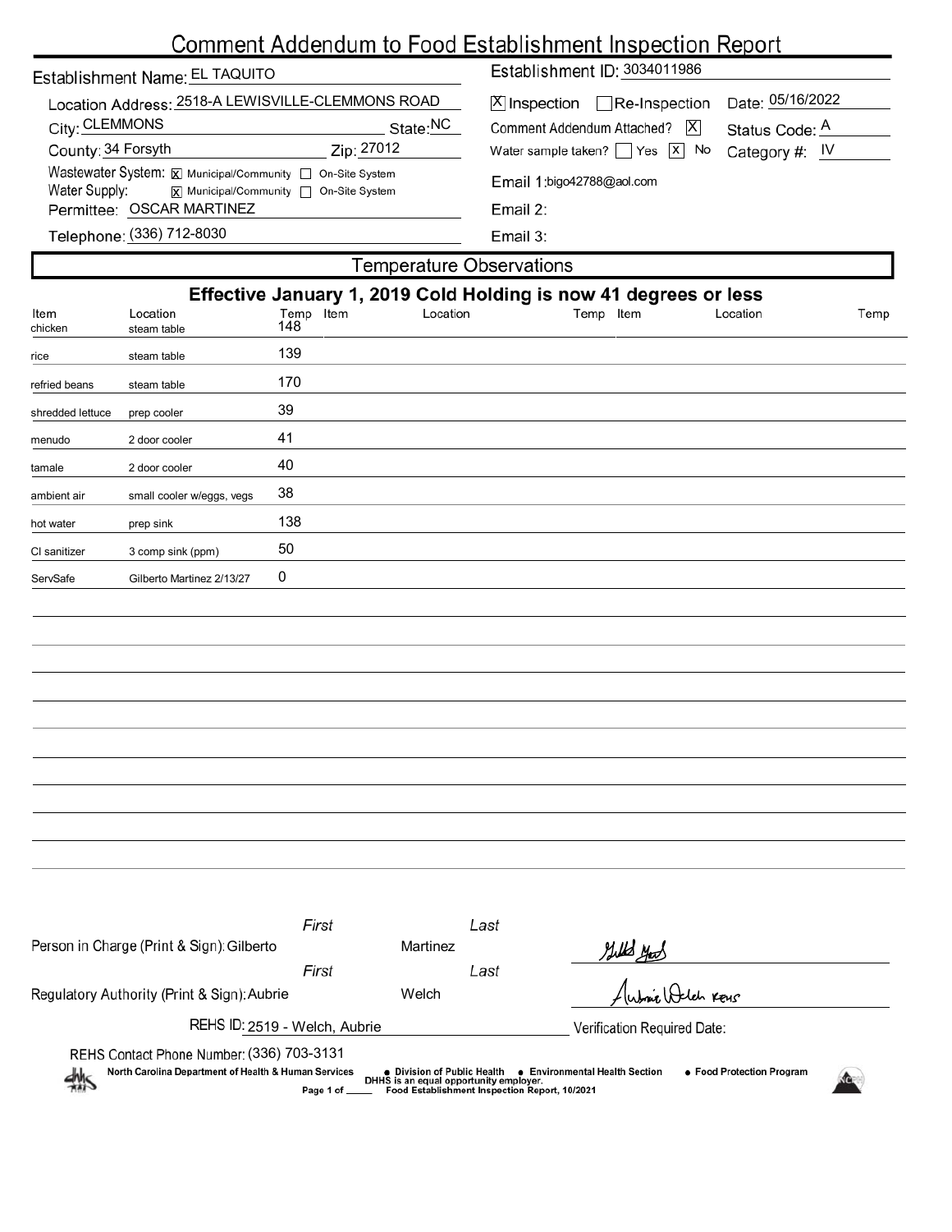# Comment Addendum to Food Establishment Inspection Report

Establishment Name: EL TAQUITO

Establishment ID: 3034011986

Location Address: 2518-A LEWISVILLE-CLEMMONS ROAD

City: CLEMMONS State: NC

County: 34 Forsyth Zip: 27012

Wastewater System: [X] Municipal/Community [ ] On-Site System

Water Supply: [X] Municipal/Community [ ] On-Site System

Permittee: OSCAR MARTINEZ

Telephone: (336) 712-8030

[X] Inspection [ ] Re-Inspection Date: 05/16/2022

Comment Addendum Attached? [X] Status Code: A

Water sample taken? [ ] Yes [X] No Category #: IV

Email 1: bigo42788@aol.com

Email 2:

Email 3:

## Temperature Observations

**Effective January 1, 2019 Cold Holding is now 41 degrees or less**

| Item | Location | Temp | Item | Location | Temp | Item | Location | Temp |
|---|---|---|---|---|---|---|---|---|
| chicken | steam table | 148 | | | | | | |
| rice | steam table | 139 | | | | | | |
| refried beans | steam table | 170 | | | | | | |
| shredded lettuce | prep cooler | 39 | | | | | | |
| menudo | 2 door cooler | 41 | | | | | | |
| tamale | 2 door cooler | 40 | | | | | | |
| ambient air | small cooler w/eggs, vegs | 38 | | | | | | |
| hot water | prep sink | 138 | | | | | | |
| Cl sanitizer | 3 comp sink (ppm) | 50 | | | | | | |
| ServSafe | Gilberto Martinez 2/13/27 | 0 | | | | | | |

Person in Charge (Print & Sign): First: Gilberto Last: Martinez

Regulatory Authority (Print & Sign): First: Aubrie Last: Welch

REHS ID: 2519 - Welch, Aubrie

Verification Required Date:

REHS Contact Phone Number: (336) 703-3131

North Carolina Department of Health & Human Services ● Division of Public Health ● Environmental Health Section ● Food Protection Program

DHHS is an equal opportunity employer.

Food Establishment Inspection Report, 10/2021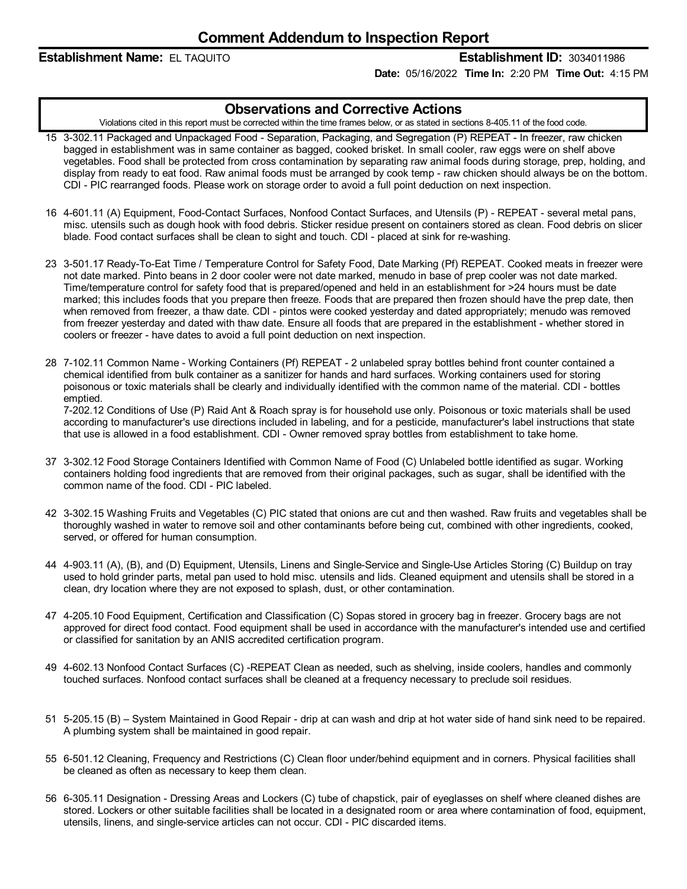# Comment Addendum to Inspection Report

**Establishment Name:** EL TAQUITO **Establishment ID:** 3034011986

**Date:** 05/16/2022 **Time In:** 2:20 PM **Time Out:** 4:15 PM

## Observations and Corrective Actions

Violations cited in this report must be corrected within the time frames below, or as stated in sections 8-405.11 of the food code.

15 3-302.11 Packaged and Unpackaged Food - Separation, Packaging, and Segregation (P) REPEAT - In freezer, raw chicken bagged in establishment was in same container as bagged, cooked brisket. In small cooler, raw eggs were on shelf above vegetables. Food shall be protected from cross contamination by separating raw animal foods during storage, prep, holding, and display from ready to eat food. Raw animal foods must be arranged by cook temp - raw chicken should always be on the bottom. CDI - PIC rearranged foods. Please work on storage order to avoid a full point deduction on next inspection.

16 4-601.11 (A) Equipment, Food-Contact Surfaces, Nonfood Contact Surfaces, and Utensils (P) - REPEAT - several metal pans, misc. utensils such as dough hook with food debris. Sticker residue present on containers stored as clean. Food debris on slicer blade. Food contact surfaces shall be clean to sight and touch. CDI - placed at sink for re-washing.

23 3-501.17 Ready-To-Eat Time / Temperature Control for Safety Food, Date Marking (Pf) REPEAT. Cooked meats in freezer were not date marked. Pinto beans in 2 door cooler were not date marked, menudo in base of prep cooler was not date marked. Time/temperature control for safety food that is prepared/opened and held in an establishment for >24 hours must be date marked; this includes foods that you prepare then freeze. Foods that are prepared then frozen should have the prep date, then when removed from freezer, a thaw date. CDI - pintos were cooked yesterday and dated appropriately; menudo was removed from freezer yesterday and dated with thaw date. Ensure all foods that are prepared in the establishment - whether stored in coolers or freezer - have dates to avoid a full point deduction on next inspection.

28 7-102.11 Common Name - Working Containers (Pf) REPEAT - 2 unlabeled spray bottles behind front counter contained a chemical identified from bulk container as a sanitizer for hands and hard surfaces. Working containers used for storing poisonous or toxic materials shall be clearly and individually identified with the common name of the material. CDI - bottles emptied.
7-202.12 Conditions of Use (P) Raid Ant & Roach spray is for household use only. Poisonous or toxic materials shall be used according to manufacturer's use directions included in labeling, and for a pesticide, manufacturer's label instructions that state that use is allowed in a food establishment. CDI - Owner removed spray bottles from establishment to take home.

37 3-302.12 Food Storage Containers Identified with Common Name of Food (C) Unlabeled bottle identified as sugar. Working containers holding food ingredients that are removed from their original packages, such as sugar, shall be identified with the common name of the food. CDI - PIC labeled.

42 3-302.15 Washing Fruits and Vegetables (C) PIC stated that onions are cut and then washed. Raw fruits and vegetables shall be thoroughly washed in water to remove soil and other contaminants before being cut, combined with other ingredients, cooked, served, or offered for human consumption.

44 4-903.11 (A), (B), and (D) Equipment, Utensils, Linens and Single-Service and Single-Use Articles Storing (C) Buildup on tray used to hold grinder parts, metal pan used to hold misc. utensils and lids. Cleaned equipment and utensils shall be stored in a clean, dry location where they are not exposed to splash, dust, or other contamination.

47 4-205.10 Food Equipment, Certification and Classification (C) Sopas stored in grocery bag in freezer. Grocery bags are not approved for direct food contact. Food equipment shall be used in accordance with the manufacturer's intended use and certified or classified for sanitation by an ANIS accredited certification program.

49 4-602.13 Nonfood Contact Surfaces (C) -REPEAT Clean as needed, such as shelving, inside coolers, handles and commonly touched surfaces. Nonfood contact surfaces shall be cleaned at a frequency necessary to preclude soil residues.

51 5-205.15 (B) – System Maintained in Good Repair - drip at can wash and drip at hot water side of hand sink need to be repaired. A plumbing system shall be maintained in good repair.

55 6-501.12 Cleaning, Frequency and Restrictions (C) Clean floor under/behind equipment and in corners. Physical facilities shall be cleaned as often as necessary to keep them clean.

56 6-305.11 Designation - Dressing Areas and Lockers (C) tube of chapstick, pair of eyeglasses on shelf where cleaned dishes are stored. Lockers or other suitable facilities shall be located in a designated room or area where contamination of food, equipment, utensils, linens, and single-service articles can not occur. CDI - PIC discarded items.